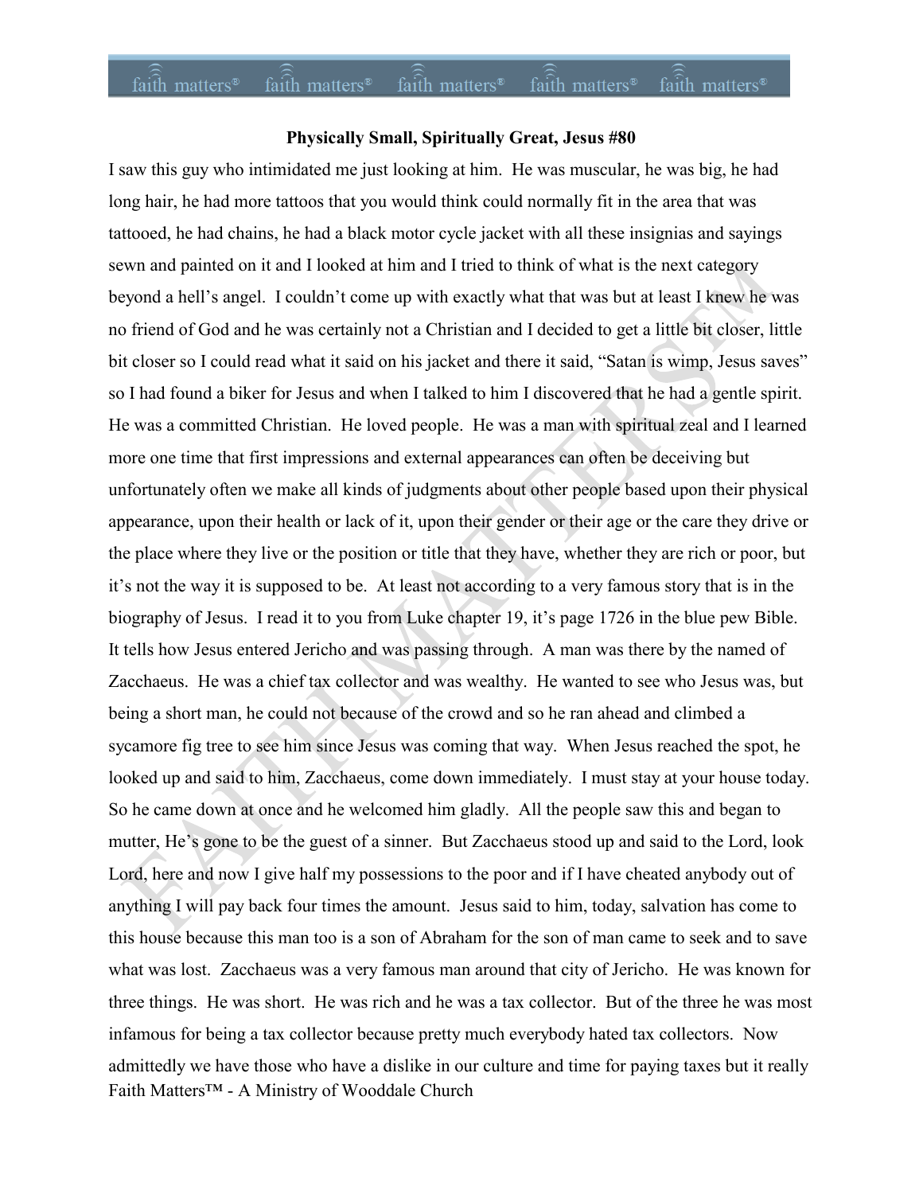**Physically Small, Spiritually Great, Jesus #80**

I saw this guy who intimidated me just looking at him. He was muscular, he was big, he had long hair, he had more tattoos that you would think could normally fit in the area that was tattooed, he had chains, he had a black motor cycle jacket with all these insignias and sayings sewn and painted on it and I looked at him and I tried to think of what is the next category beyond a hell's angel. I couldn't come up with exactly what that was but at least I knew he was no friend of God and he was certainly not a Christian and I decided to get a little bit closer, little bit closer so I could read what it said on his jacket and there it said, "Satan is wimp, Jesus saves" so I had found a biker for Jesus and when I talked to him I discovered that he had a gentle spirit. He was a committed Christian. He loved people. He was a man with spiritual zeal and I learned more one time that first impressions and external appearances can often be deceiving but unfortunately often we make all kinds of judgments about other people based upon their physical appearance, upon their health or lack of it, upon their gender or their age or the care they drive or the place where they live or the position or title that they have, whether they are rich or poor, but it's not the way it is supposed to be. At least not according to a very famous story that is in the biography of Jesus. I read it to you from Luke chapter 19, it's page 1726 in the blue pew Bible. It tells how Jesus entered Jericho and was passing through. A man was there by the named of Zacchaeus. He was a chief tax collector and was wealthy. He wanted to see who Jesus was, but being a short man, he could not because of the crowd and so he ran ahead and climbed a sycamore fig tree to see him since Jesus was coming that way. When Jesus reached the spot, he looked up and said to him, Zacchaeus, come down immediately. I must stay at your house today. So he came down at once and he welcomed him gladly. All the people saw this and began to mutter, He's gone to be the guest of a sinner. But Zacchaeus stood up and said to the Lord, look Lord, here and now I give half my possessions to the poor and if I have cheated anybody out of anything I will pay back four times the amount. Jesus said to him, today, salvation has come to this house because this man too is a son of Abraham for the son of man came to seek and to save what was lost. Zacchaeus was a very famous man around that city of Jericho. He was known for three things. He was short. He was rich and he was a tax collector. But of the three he was most infamous for being a tax collector because pretty much everybody hated tax collectors. Now admittedly we have those who have a dislike in our culture and time for paying taxes but it really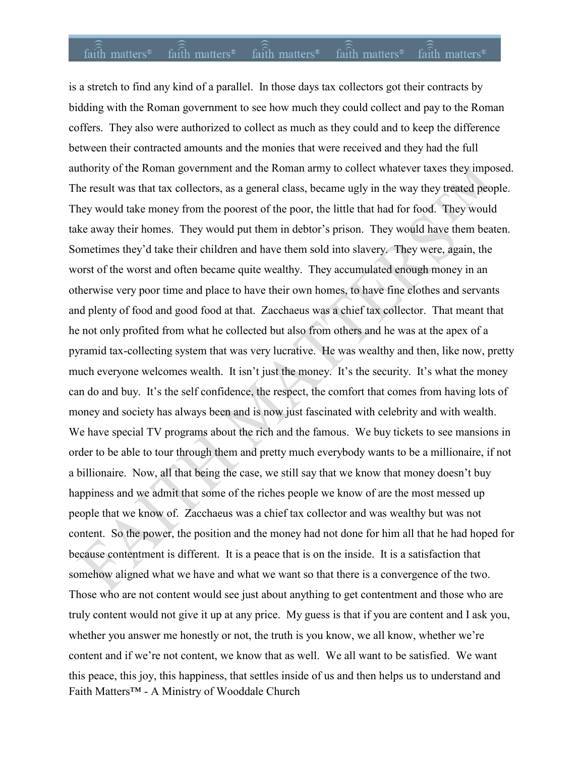is a stretch to find any kind of a parallel. In those days tax collectors got their contracts by bidding with the Roman government to see how much they could collect and pay to the Roman coffers. They also were authorized to collect as much as they could and to keep the difference between their contracted amounts and the monies that were received and they had the full authority of the Roman government and the Roman army to collect whatever taxes they imposed. The result was that tax collectors, as a general class, became ugly in the way they treated people. They would take money from the poorest of the poor, the little that had for food. They would take away their homes. They would put them in debtor's prison. They would have them beaten. Sometimes they'd take their children and have them sold into slavery. They were, again, the worst of the worst and often became quite wealthy. They accumulated enough money in an otherwise very poor time and place to have their own homes, to have fine clothes and servants and plenty of food and good food at that. Zacchaeus was a chief tax collector. That meant that he not only profited from what he collected but also from others and he was at the apex of a pyramid tax-collecting system that was very lucrative. He was wealthy and then, like now, pretty much everyone welcomes wealth. It isn't just the money. It's the security. It's what the money can do and buy. It's the self confidence, the respect, the comfort that comes from having lots of money and society has always been and is now just fascinated with celebrity and with wealth. We have special TV programs about the rich and the famous. We buy tickets to see mansions in order to be able to tour through them and pretty much everybody wants to be a millionaire, if not a billionaire. Now, all that being the case, we still say that we know that money doesn't buy happiness and we admit that some of the riches people we know of are the most messed up people that we know of. Zacchaeus was a chief tax collector and was wealthy but was not content. So the power, the position and the money had not done for him all that he had hoped for because contentment is different. It is a peace that is on the inside. It is a satisfaction that somehow aligned what we have and what we want so that there is a convergence of the two. Those who are not content would see just about anything to get contentment and those who are truly content would not give it up at any price. My guess is that if you are content and I ask you, whether you answer me honestly or not, the truth is you know, we all know, whether we're content and if we're not content, we know that as well. We all want to be satisfied. We want this peace, this joy, this happiness, that settles inside of us and then helps us to understand and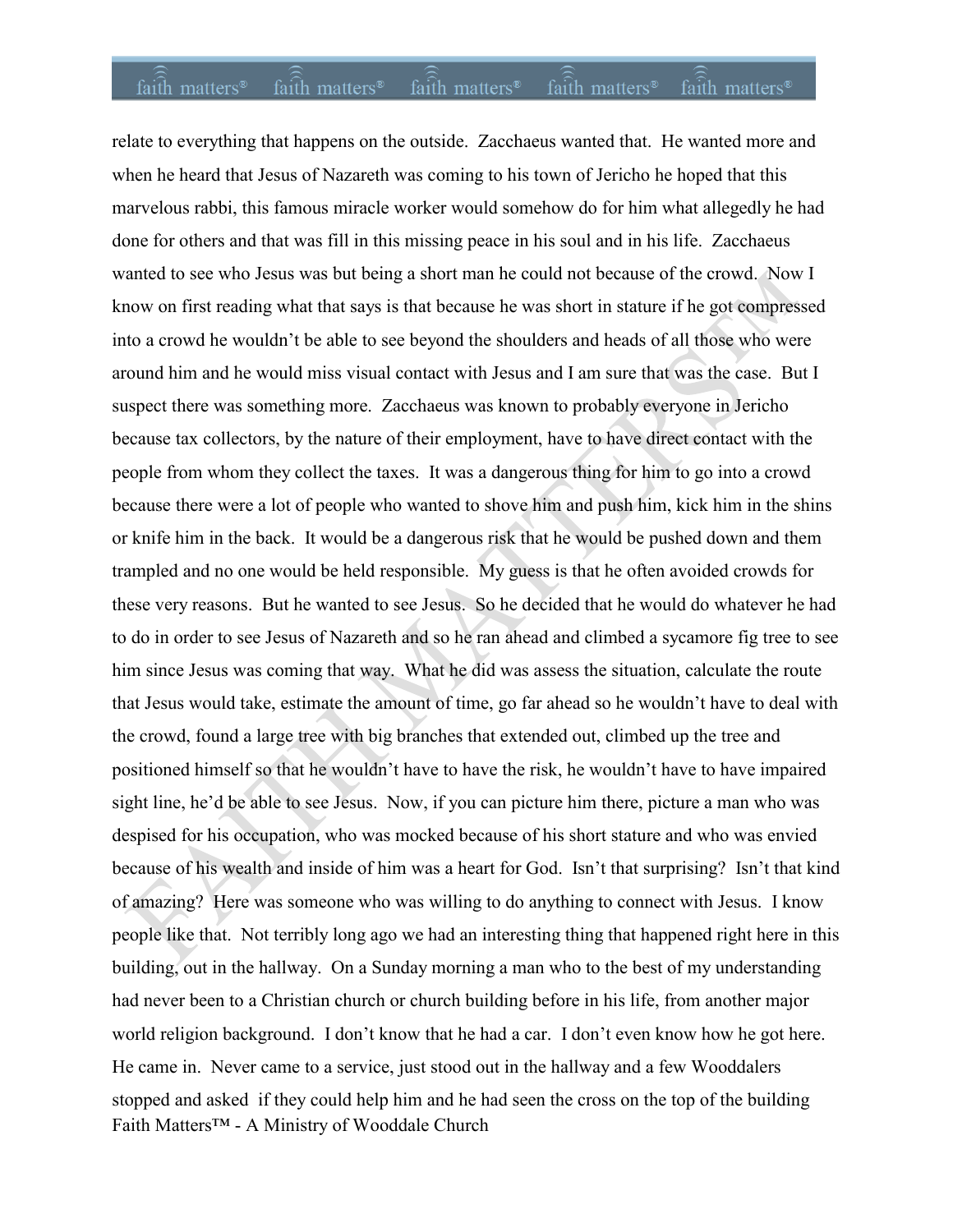relate to everything that happens on the outside. Zacchaeus wanted that. He wanted more and when he heard that Jesus of Nazareth was coming to his town of Jericho he hoped that this marvelous rabbi, this famous miracle worker would somehow do for him what allegedly he had done for others and that was fill in this missing peace in his soul and in his life. Zacchaeus wanted to see who Jesus was but being a short man he could not because of the crowd. Now I know on first reading what that says is that because he was short in stature if he got compressed into a crowd he wouldn't be able to see beyond the shoulders and heads of all those who were around him and he would miss visual contact with Jesus and I am sure that was the case. But I suspect there was something more. Zacchaeus was known to probably everyone in Jericho because tax collectors, by the nature of their employment, have to have direct contact with the people from whom they collect the taxes. It was a dangerous thing for him to go into a crowd because there were a lot of people who wanted to shove him and push him, kick him in the shins or knife him in the back. It would be a dangerous risk that he would be pushed down and them trampled and no one would be held responsible. My guess is that he often avoided crowds for these very reasons. But he wanted to see Jesus. So he decided that he would do whatever he had to do in order to see Jesus of Nazareth and so he ran ahead and climbed a sycamore fig tree to see him since Jesus was coming that way. What he did was assess the situation, calculate the route that Jesus would take, estimate the amount of time, go far ahead so he wouldn't have to deal with the crowd, found a large tree with big branches that extended out, climbed up the tree and positioned himself so that he wouldn't have to have the risk, he wouldn't have to have impaired sight line, he'd be able to see Jesus. Now, if you can picture him there, picture a man who was despised for his occupation, who was mocked because of his short stature and who was envied because of his wealth and inside of him was a heart for God. Isn't that surprising? Isn't that kind of amazing? Here was someone who was willing to do anything to connect with Jesus. I know people like that. Not terribly long ago we had an interesting thing that happened right here in this building, out in the hallway. On a Sunday morning a man who to the best of my understanding had never been to a Christian church or church building before in his life, from another major world religion background. I don't know that he had a car. I don't even know how he got here. He came in. Never came to a service, just stood out in the hallway and a few Wooddalers stopped and asked if they could help him and he had seen the cross on the top of the building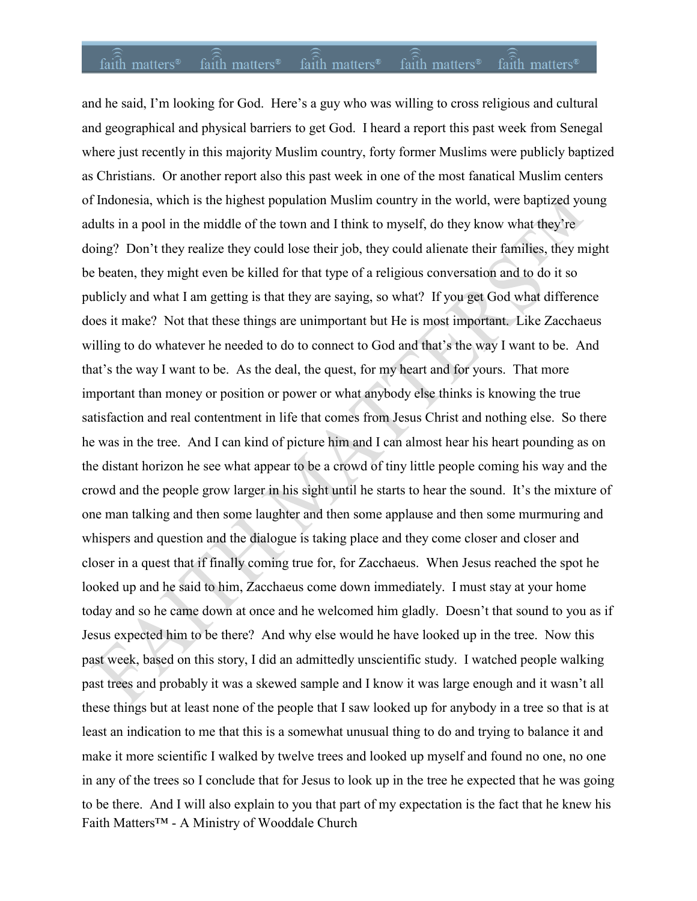and he said, I'm looking for God. Here's a guy who was willing to cross religious and cultural and geographical and physical barriers to get God. I heard a report this past week from Senegal where just recently in this majority Muslim country, forty former Muslims were publicly baptized as Christians. Or another report also this past week in one of the most fanatical Muslim centers of Indonesia, which is the highest population Muslim country in the world, were baptized young adults in a pool in the middle of the town and I think to myself, do they know what they're doing? Don't they realize they could lose their job, they could alienate their families, they might be beaten, they might even be killed for that type of a religious conversation and to do it so publicly and what I am getting is that they are saying, so what? If you get God what difference does it make? Not that these things are unimportant but He is most important. Like Zacchaeus willing to do whatever he needed to do to connect to God and that's the way I want to be. And that's the way I want to be. As the deal, the quest, for my heart and for yours. That more important than money or position or power or what anybody else thinks is knowing the true satisfaction and real contentment in life that comes from Jesus Christ and nothing else. So there he was in the tree. And I can kind of picture him and I can almost hear his heart pounding as on the distant horizon he see what appear to be a crowd of tiny little people coming his way and the crowd and the people grow larger in his sight until he starts to hear the sound. It's the mixture of one man talking and then some laughter and then some applause and then some murmuring and whispers and question and the dialogue is taking place and they come closer and closer and closer in a quest that if finally coming true for, for Zacchaeus. When Jesus reached the spot he looked up and he said to him, Zacchaeus come down immediately. I must stay at your home today and so he came down at once and he welcomed him gladly. Doesn't that sound to you as if Jesus expected him to be there? And why else would he have looked up in the tree. Now this past week, based on this story, I did an admittedly unscientific study. I watched people walking past trees and probably it was a skewed sample and I know it was large enough and it wasn't all these things but at least none of the people that I saw looked up for anybody in a tree so that is at least an indication to me that this is a somewhat unusual thing to do and trying to balance it and make it more scientific I walked by twelve trees and looked up myself and found no one, no one in any of the trees so I conclude that for Jesus to look up in the tree he expected that he was going to be there. And I will also explain to you that part of my expectation is the fact that he knew his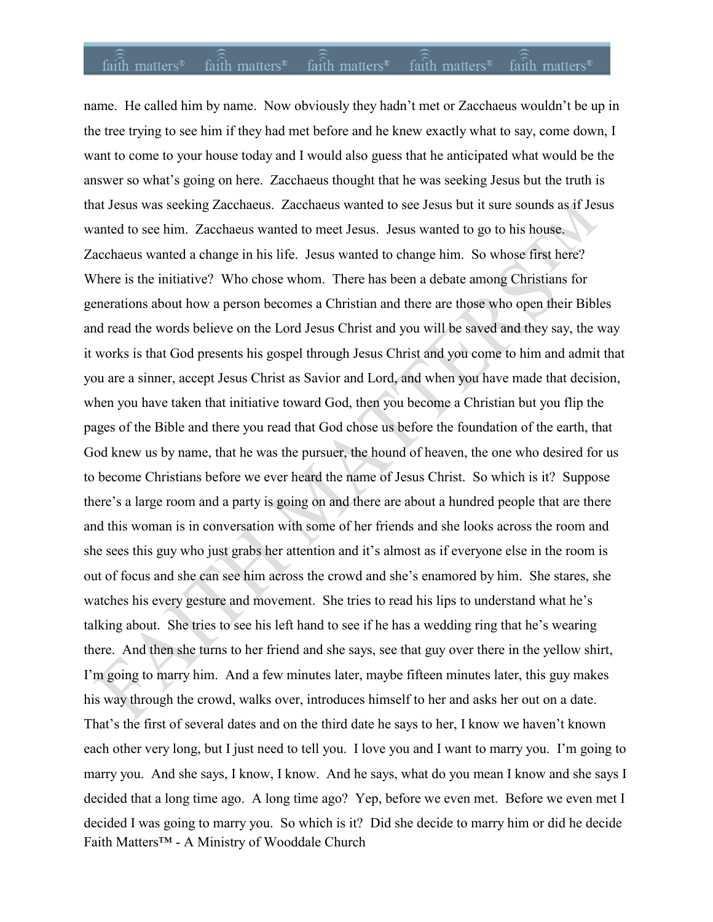name. He called him by name. Now obviously they hadn't met or Zacchaeus wouldn't be up in the tree trying to see him if they had met before and he knew exactly what to say, come down, I want to come to your house today and I would also guess that he anticipated what would be the answer so what's going on here. Zacchaeus thought that he was seeking Jesus but the truth is that Jesus was seeking Zacchaeus. Zacchaeus wanted to see Jesus but it sure sounds as if Jesus wanted to see him. Zacchaeus wanted to meet Jesus. Jesus wanted to go to his house. Zacchaeus wanted a change in his life. Jesus wanted to change him. So whose first here? Where is the initiative? Who chose whom. There has been a debate among Christians for generations about how a person becomes a Christian and there are those who open their Bibles and read the words believe on the Lord Jesus Christ and you will be saved and they say, the way it works is that God presents his gospel through Jesus Christ and you come to him and admit that you are a sinner, accept Jesus Christ as Savior and Lord, and when you have made that decision, when you have taken that initiative toward God, then you become a Christian but you flip the pages of the Bible and there you read that God chose us before the foundation of the earth, that God knew us by name, that he was the pursuer, the hound of heaven, the one who desired for us to become Christians before we ever heard the name of Jesus Christ. So which is it? Suppose there's a large room and a party is going on and there are about a hundred people that are there and this woman is in conversation with some of her friends and she looks across the room and she sees this guy who just grabs her attention and it's almost as if everyone else in the room is out of focus and she can see him across the crowd and she's enamored by him. She stares, she watches his every gesture and movement. She tries to read his lips to understand what he's talking about. She tries to see his left hand to see if he has a wedding ring that he's wearing there. And then she turns to her friend and she says, see that guy over there in the yellow shirt, I'm going to marry him. And a few minutes later, maybe fifteen minutes later, this guy makes his way through the crowd, walks over, introduces himself to her and asks her out on a date. That's the first of several dates and on the third date he says to her, I know we haven't known each other very long, but I just need to tell you. I love you and I want to marry you. I'm going to marry you. And she says, I know, I know. And he says, what do you mean I know and she says I decided that a long time ago. A long time ago? Yep, before we even met. Before we even met I decided I was going to marry you. So which is it? Did she decide to marry him or did he decide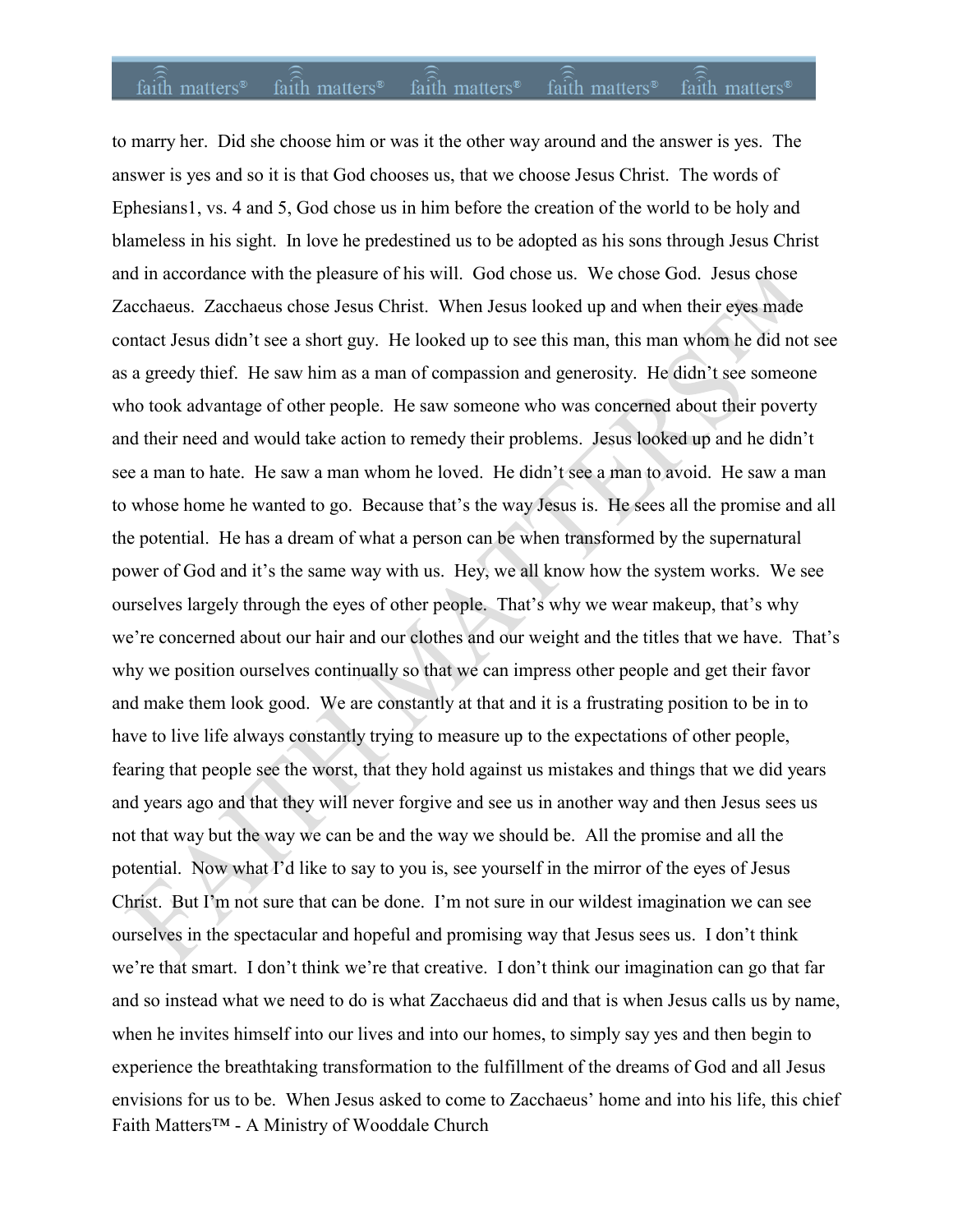to marry her. Did she choose him or was it the other way around and the answer is yes. The answer is yes and so it is that God chooses us, that we choose Jesus Christ. The words of Ephesians1, vs. 4 and 5, God chose us in him before the creation of the world to be holy and blameless in his sight. In love he predestined us to be adopted as his sons through Jesus Christ and in accordance with the pleasure of his will. God chose us. We chose God. Jesus chose Zacchaeus. Zacchaeus chose Jesus Christ. When Jesus looked up and when their eyes made contact Jesus didn't see a short guy. He looked up to see this man, this man whom he did not see as a greedy thief. He saw him as a man of compassion and generosity. He didn't see someone who took advantage of other people. He saw someone who was concerned about their poverty and their need and would take action to remedy their problems. Jesus looked up and he didn't see a man to hate. He saw a man whom he loved. He didn't see a man to avoid. He saw a man to whose home he wanted to go. Because that's the way Jesus is. He sees all the promise and all the potential. He has a dream of what a person can be when transformed by the supernatural power of God and it's the same way with us. Hey, we all know how the system works. We see ourselves largely through the eyes of other people. That's why we wear makeup, that's why we're concerned about our hair and our clothes and our weight and the titles that we have. That's why we position ourselves continually so that we can impress other people and get their favor and make them look good. We are constantly at that and it is a frustrating position to be in to have to live life always constantly trying to measure up to the expectations of other people, fearing that people see the worst, that they hold against us mistakes and things that we did years and years ago and that they will never forgive and see us in another way and then Jesus sees us not that way but the way we can be and the way we should be. All the promise and all the potential. Now what I'd like to say to you is, see yourself in the mirror of the eyes of Jesus Christ. But I'm not sure that can be done. I'm not sure in our wildest imagination we can see ourselves in the spectacular and hopeful and promising way that Jesus sees us. I don't think we're that smart. I don't think we're that creative. I don't think our imagination can go that far and so instead what we need to do is what Zacchaeus did and that is when Jesus calls us by name, when he invites himself into our lives and into our homes, to simply say yes and then begin to experience the breathtaking transformation to the fulfillment of the dreams of God and all Jesus envisions for us to be. When Jesus asked to come to Zacchaeus' home and into his life, this chief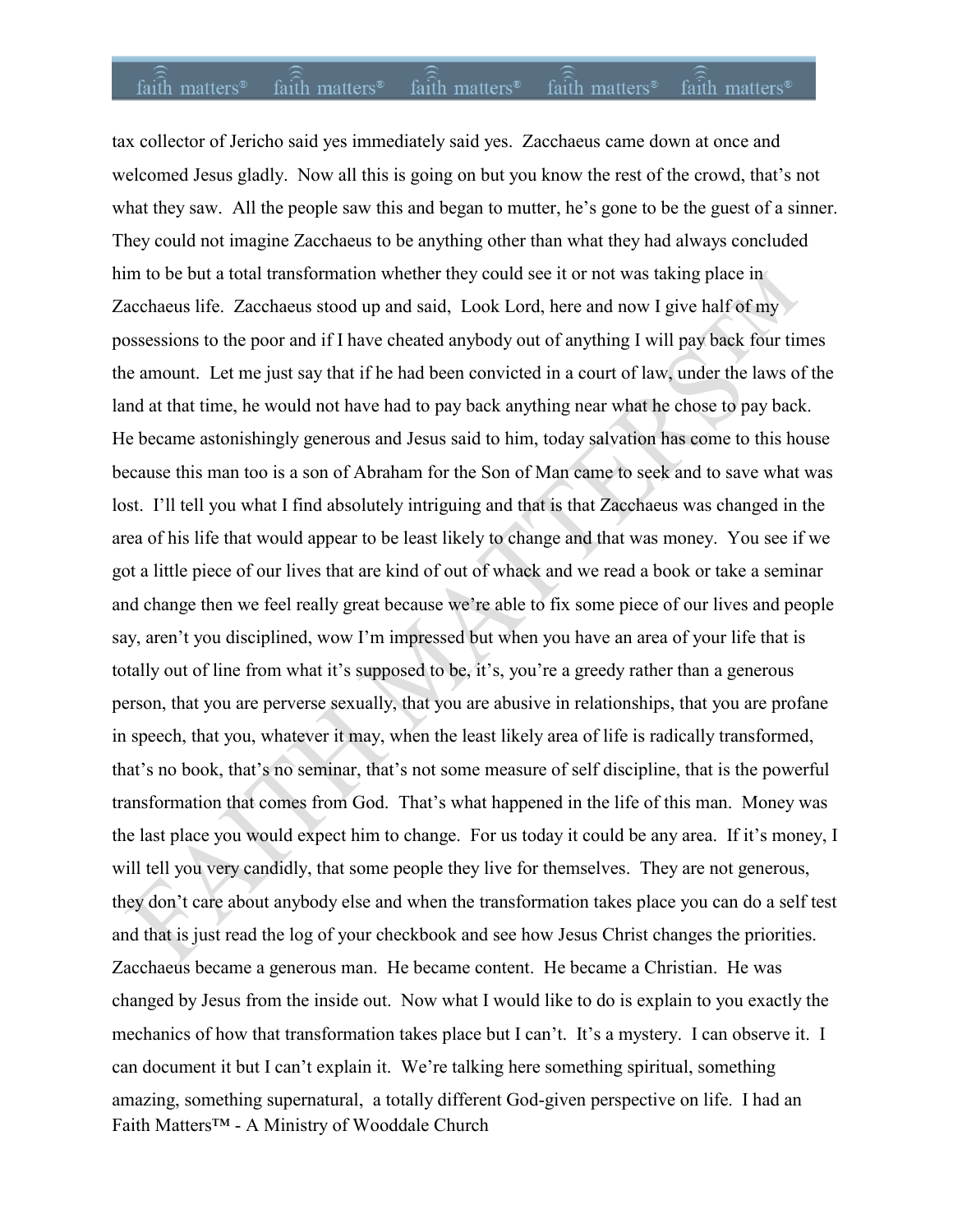tax collector of Jericho said yes immediately said yes. Zacchaeus came down at once and welcomed Jesus gladly. Now all this is going on but you know the rest of the crowd, that's not what they saw. All the people saw this and began to mutter, he's gone to be the guest of a sinner. They could not imagine Zacchaeus to be anything other than what they had always concluded him to be but a total transformation whether they could see it or not was taking place in Zacchaeus life. Zacchaeus stood up and said, Look Lord, here and now I give half of my possessions to the poor and if I have cheated anybody out of anything I will pay back four times the amount. Let me just say that if he had been convicted in a court of law, under the laws of the land at that time, he would not have had to pay back anything near what he chose to pay back. He became astonishingly generous and Jesus said to him, today salvation has come to this house because this man too is a son of Abraham for the Son of Man came to seek and to save what was lost. I'll tell you what I find absolutely intriguing and that is that Zacchaeus was changed in the area of his life that would appear to be least likely to change and that was money. You see if we got a little piece of our lives that are kind of out of whack and we read a book or take a seminar and change then we feel really great because we're able to fix some piece of our lives and people say, aren't you disciplined, wow I'm impressed but when you have an area of your life that is totally out of line from what it's supposed to be, it's, you're a greedy rather than a generous person, that you are perverse sexually, that you are abusive in relationships, that you are profane in speech, that you, whatever it may, when the least likely area of life is radically transformed, that's no book, that's no seminar, that's not some measure of self discipline, that is the powerful transformation that comes from God. That's what happened in the life of this man. Money was the last place you would expect him to change. For us today it could be any area. If it's money, I will tell you very candidly, that some people they live for themselves. They are not generous, they don't care about anybody else and when the transformation takes place you can do a self test and that is just read the log of your checkbook and see how Jesus Christ changes the priorities. Zacchaeus became a generous man. He became content. He became a Christian. He was changed by Jesus from the inside out. Now what I would like to do is explain to you exactly the mechanics of how that transformation takes place but I can't. It's a mystery. I can observe it. I can document it but I can't explain it. We're talking here something spiritual, something amazing, something supernatural, a totally different God-given perspective on life. I had an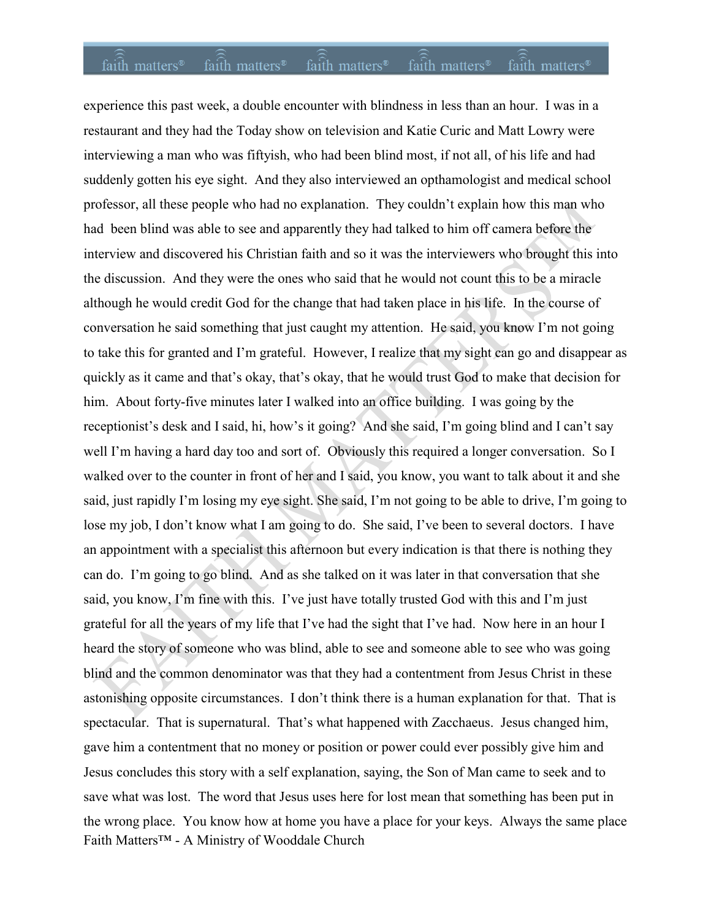experience this past week, a double encounter with blindness in less than an hour. I was in a restaurant and they had the Today show on television and Katie Curic and Matt Lowry were interviewing a man who was fiftyish, who had been blind most, if not all, of his life and had suddenly gotten his eye sight. And they also interviewed an opthamologist and medical school professor, all these people who had no explanation. They couldn't explain how this man who had been blind was able to see and apparently they had talked to him off camera before the interview and discovered his Christian faith and so it was the interviewers who brought this into the discussion. And they were the ones who said that he would not count this to be a miracle although he would credit God for the change that had taken place in his life. In the course of conversation he said something that just caught my attention. He said, you know I'm not going to take this for granted and I'm grateful. However, I realize that my sight can go and disappear as quickly as it came and that's okay, that's okay, that he would trust God to make that decision for him. About forty-five minutes later I walked into an office building. I was going by the receptionist's desk and I said, hi, how's it going? And she said, I'm going blind and I can't say well I'm having a hard day too and sort of. Obviously this required a longer conversation. So I walked over to the counter in front of her and I said, you know, you want to talk about it and she said, just rapidly I'm losing my eye sight. She said, I'm not going to be able to drive, I'm going to lose my job, I don't know what I am going to do. She said, I've been to several doctors. I have an appointment with a specialist this afternoon but every indication is that there is nothing they can do. I'm going to go blind. And as she talked on it was later in that conversation that she said, you know, I'm fine with this. I've just have totally trusted God with this and I'm just grateful for all the years of my life that I've had the sight that I've had. Now here in an hour I heard the story of someone who was blind, able to see and someone able to see who was going blind and the common denominator was that they had a contentment from Jesus Christ in these astonishing opposite circumstances. I don't think there is a human explanation for that. That is spectacular. That is supernatural. That's what happened with Zacchaeus. Jesus changed him, gave him a contentment that no money or position or power could ever possibly give him and Jesus concludes this story with a self explanation, saying, the Son of Man came to seek and to save what was lost. The word that Jesus uses here for lost mean that something has been put in the wrong place. You know how at home you have a place for your keys. Always the same place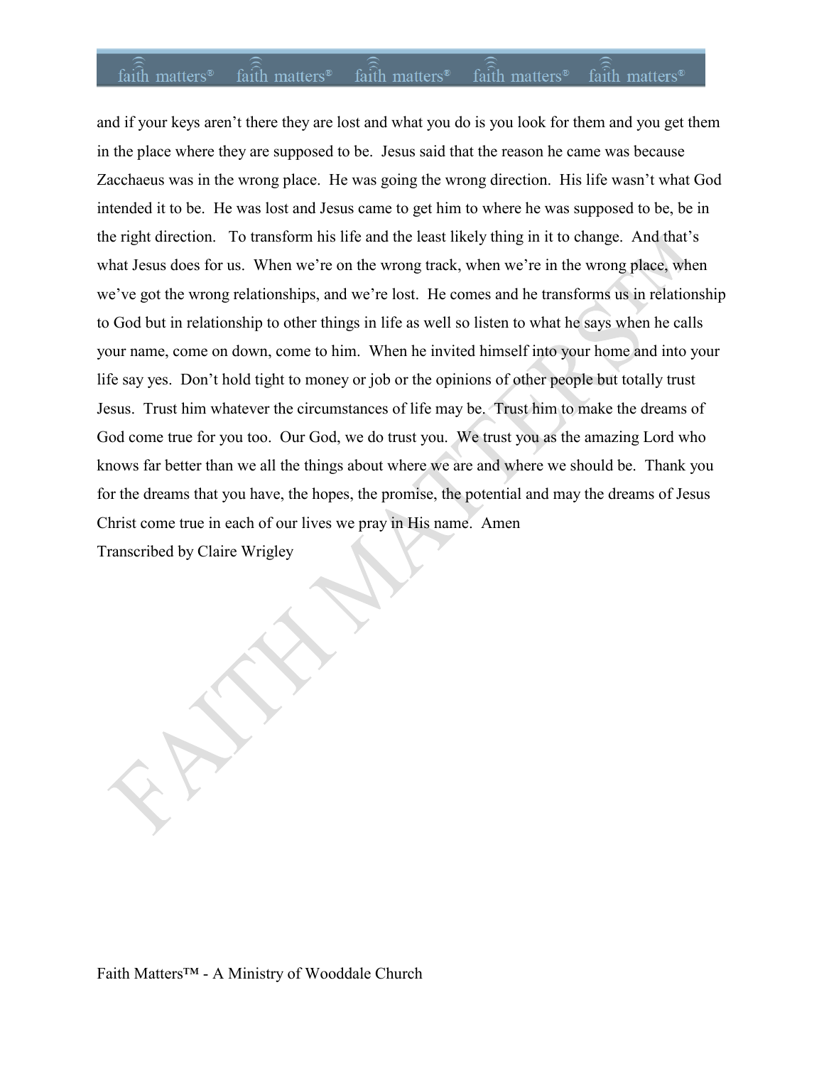and if your keys aren't there they are lost and what you do is you look for them and you get them in the place where they are supposed to be. Jesus said that the reason he came was because Zacchaeus was in the wrong place. He was going the wrong direction. His life wasn't what God intended it to be. He was lost and Jesus came to get him to where he was supposed to be, be in the right direction. To transform his life and the least likely thing in it to change. And that's what Jesus does for us. When we're on the wrong track, when we're in the wrong place, when we've got the wrong relationships, and we're lost. He comes and he transforms us in relationship to God but in relationship to other things in life as well so listen to what he says when he calls your name, come on down, come to him. When he invited himself into your home and into your life say yes. Don't hold tight to money or job or the opinions of other people but totally trust Jesus. Trust him whatever the circumstances of life may be. Trust him to make the dreams of God come true for you too. Our God, we do trust you. We trust you as the amazing Lord who knows far better than we all the things about where we are and where we should be. Thank you for the dreams that you have, the hopes, the promise, the potential and may the dreams of Jesus Christ come true in each of our lives we pray in His name. Amen

Transcribed by Claire Wrigley